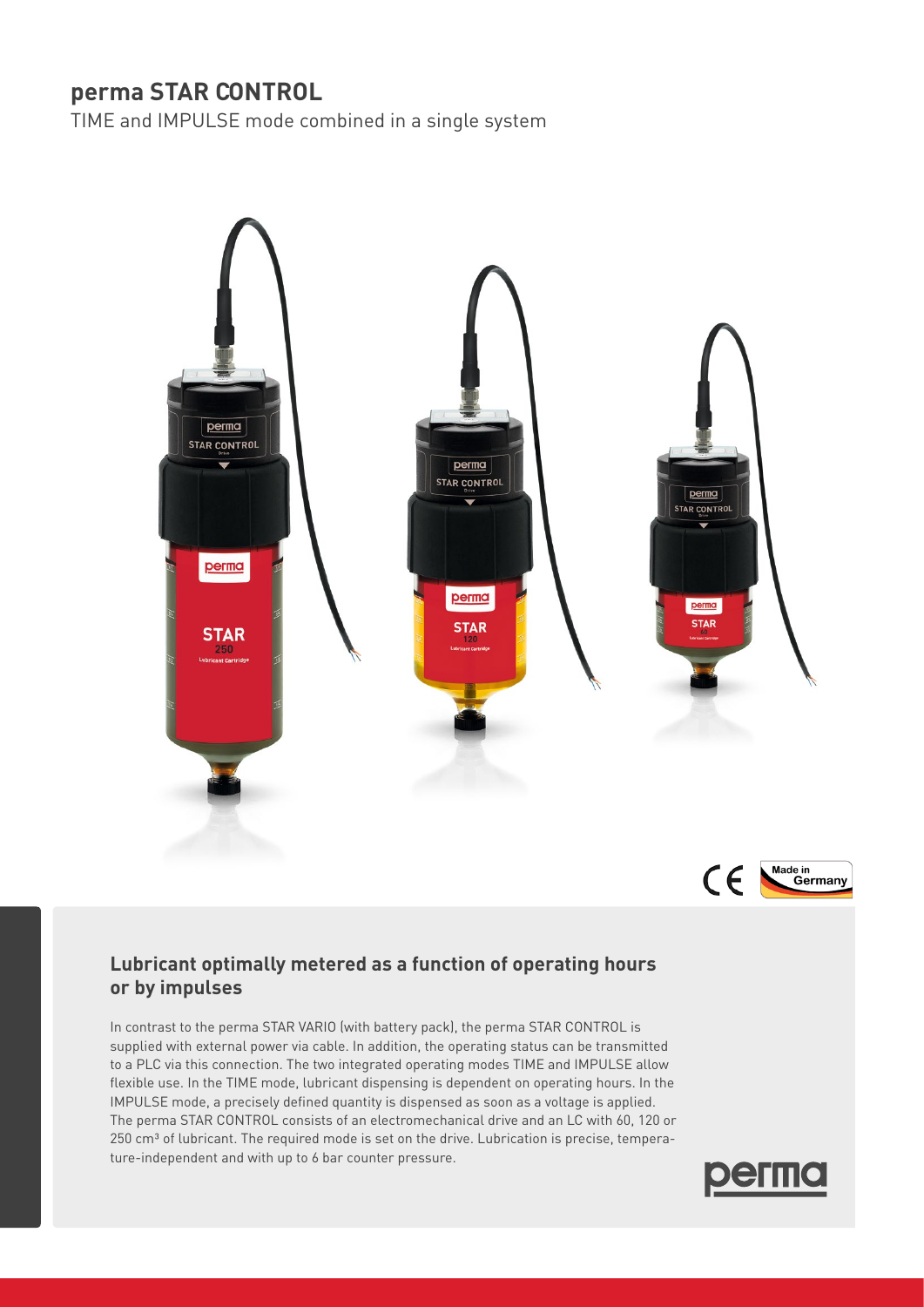# perma STAR CONTROL

TIME and IMPULSE mode combined in a single system

## Lubricant optimally metered as a function of operating hours or by impulses

In contrast to the perma STAR VARIO (with battery pack), the perma STAR CONTROL is supplied with external power via cable. In addition, the operating status can be transmitted to a PLC via this connection. The two integrated operating modes TIME and IMPULSE allow flexible use. In the TIME mode, lubricant dispensing is dependent on operating hours. In the IMPULSE mode, a precisely defined quantity is dispensed as soon as a voltage is applied. The perma STAR CONTROL consists of an electromechanical drive and an LC with 60, 120 or 250 cm³ of lubricant. The required mode is set on the drive. Lubrication is precise, temperature-independent and with up to 6 bar counter pressure.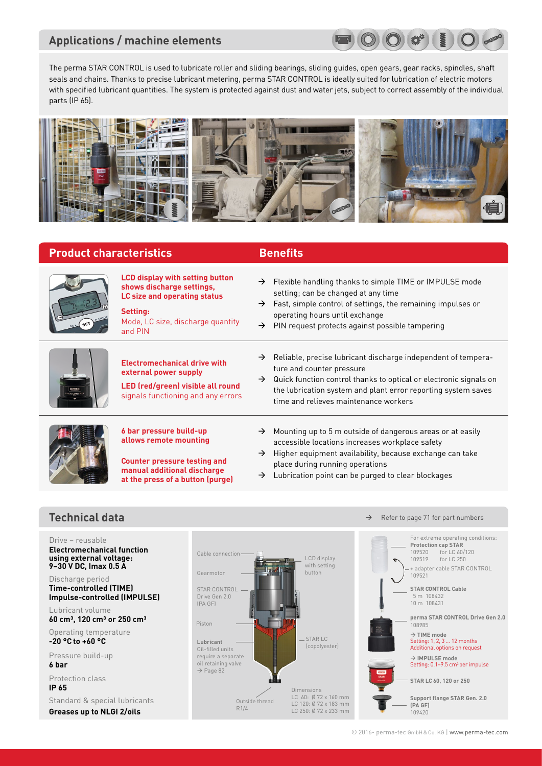## Applications / machine elements

The perma STAR CONTROL is used to lubricate roller and sliding bearings, sliding guides, open gears, gear racks, spindles, shaft seals and chains. Thanks to precise lubricant metering, perma STAR CONTROL is ideally suited for lubrication of electric motors with specified lubricant quantities. The system is protected against dust and water jets, subject to correct assembly of the individual parts (IP 65).

## Product characteristics / Benefits

| Product characteristics | Benefits |
| --- | --- |
| **LCD display with setting button shows discharge settings, LC size and operating status**<br>**Setting:** Mode, LC size, discharge quantity and PIN | → Flexible handling thanks to simple TIME or IMPULSE mode setting; can be changed at any time<br>→ Fast, simple control of settings, the remaining impulses or operating hours until exchange<br>→ PIN request protects against possible tampering |
| **Electromechanical drive with external power supply**<br>**LED (red/green) visible all round** signals functioning and any errors | → Reliable, precise lubricant discharge independent of temperature and counter pressure<br>→ Quick function control thanks to optical or electronic signals on the lubrication system and plant error reporting system saves time and relieves maintenance workers |
| **6 bar pressure build-up allows remote mounting**<br>**Counter pressure testing and manual additional discharge at the press of a button (purge)** | → Mounting up to 5 m outside of dangerous areas or at easily accessible locations increases workplace safety<br>→ Higher equipment availability, because exchange can take place during running operations<br>→ Lubrication point can be purged to clear blockages |

## Technical data

→ Refer to page 71 for part numbers

Drive – reusable
**Electromechanical function using external voltage: 9–30 V DC, Imax 0.5 A**

Discharge period
**Time-controlled (TIME)**
**Impulse-controlled (IMPULSE)**

Lubricant volume
**60 cm³, 120 cm³ or 250 cm³**

Operating temperature
**-20 °C to +60 °C**

Pressure build-up
**6 bar**

Protection class
**IP 65**

Standard & special lubricants
**Greases up to NLGI 2/oils**

Cable connection
Gearmotor
STAR CONTROL Drive Gen 2.0 (PA GF)
Piston
**Lubricant**
Oil-filled units require a separate oil retaining valve → Page 82
LCD display with setting button
STAR LC (copolyester)
Outside thread R1/4
Dimensions
LC 60: Ø 72 x 160 mm
LC 120: Ø 72 x 183 mm
LC 250: Ø 72 x 233 mm

For extreme operating conditions:
**Protection cap STAR**
109520 for LC 60/120
109519 for LC 250
+ adapter cable STAR CONTROL
109521

**STAR CONTROL Cable**
5 m 108432
10 m 108431

**perma STAR CONTROL Drive Gen 2.0**
108985

→ **TIME mode**
Setting: 1, 2, 3 ... 12 months
Additional options on request

→ **IMPULSE mode**
Setting: 0.1–9.5 cm³ per impulse

**STAR LC 60, 120 or 250**

**Support flange STAR Gen. 2.0 (PA GF)**
109420

© 2016- perma-tec GmbH & Co. KG | www.perma-tec.com